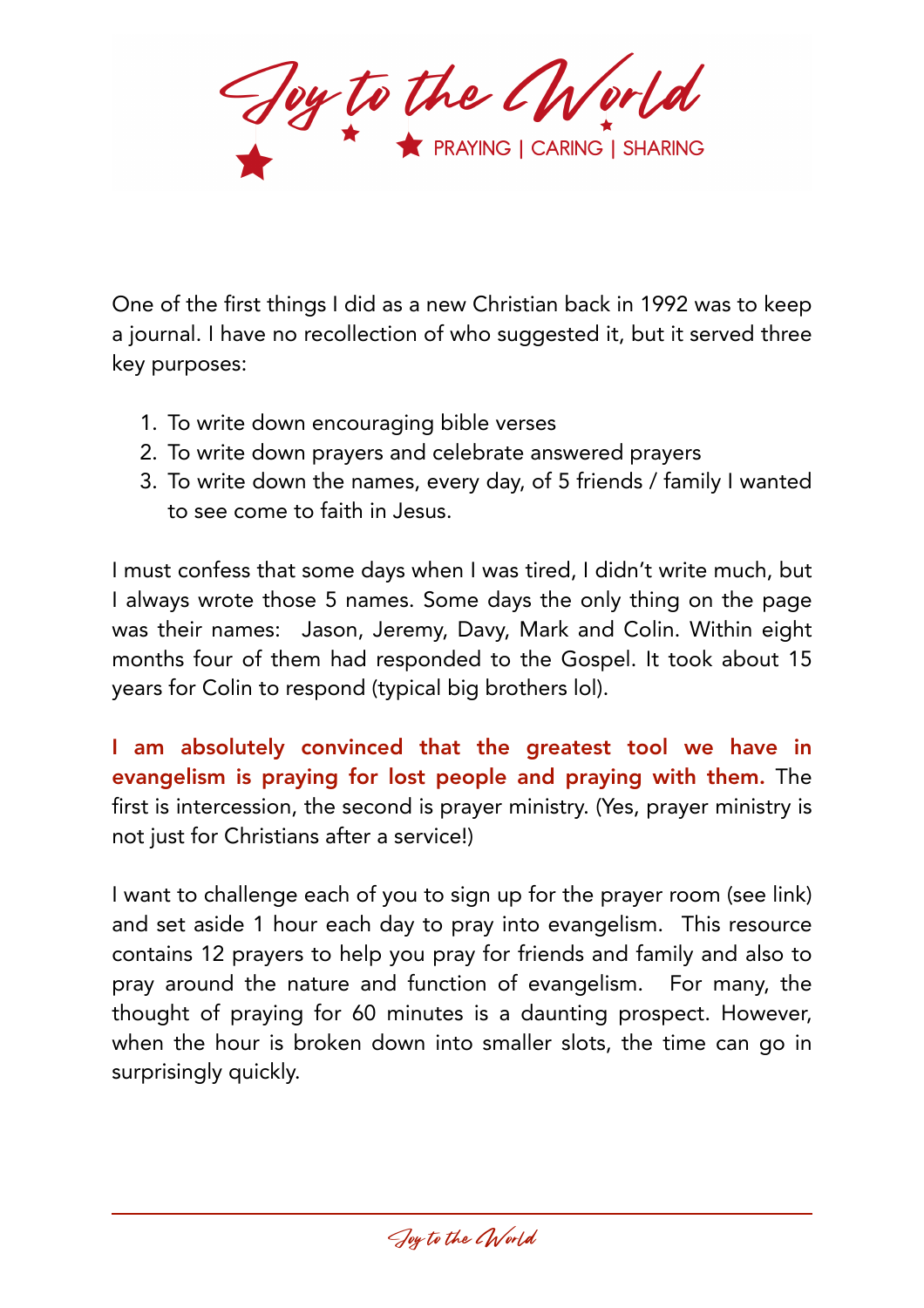# Joy to the World

PRAYING | CARING | SHARING

One of the first things I did as a new Christian back in 1992 was to keep a journal. I have no recollection of who suggested it, but it served three key purposes:

1. To write down encouraging bible verses
2. To write down prayers and celebrate answered prayers
3. To write down the names, every day, of 5 friends / family I wanted to see come to faith in Jesus.

I must confess that some days when I was tired, I didn't write much, but I always wrote those 5 names. Some days the only thing on the page was their names: Jason, Jeremy, Davy, Mark and Colin. Within eight months four of them had responded to the Gospel. It took about 15 years for Colin to respond (typical big brothers lol).

**I am absolutely convinced that the greatest tool we have in evangelism is praying for lost people and praying with them.** The first is intercession, the second is prayer ministry. (Yes, prayer ministry is not just for Christians after a service!)

I want to challenge each of you to sign up for the prayer room (see link) and set aside 1 hour each day to pray into evangelism. This resource contains 12 prayers to help you pray for friends and family and also to pray around the nature and function of evangelism. For many, the thought of praying for 60 minutes is a daunting prospect. However, when the hour is broken down into smaller slots, the time can go in surprisingly quickly.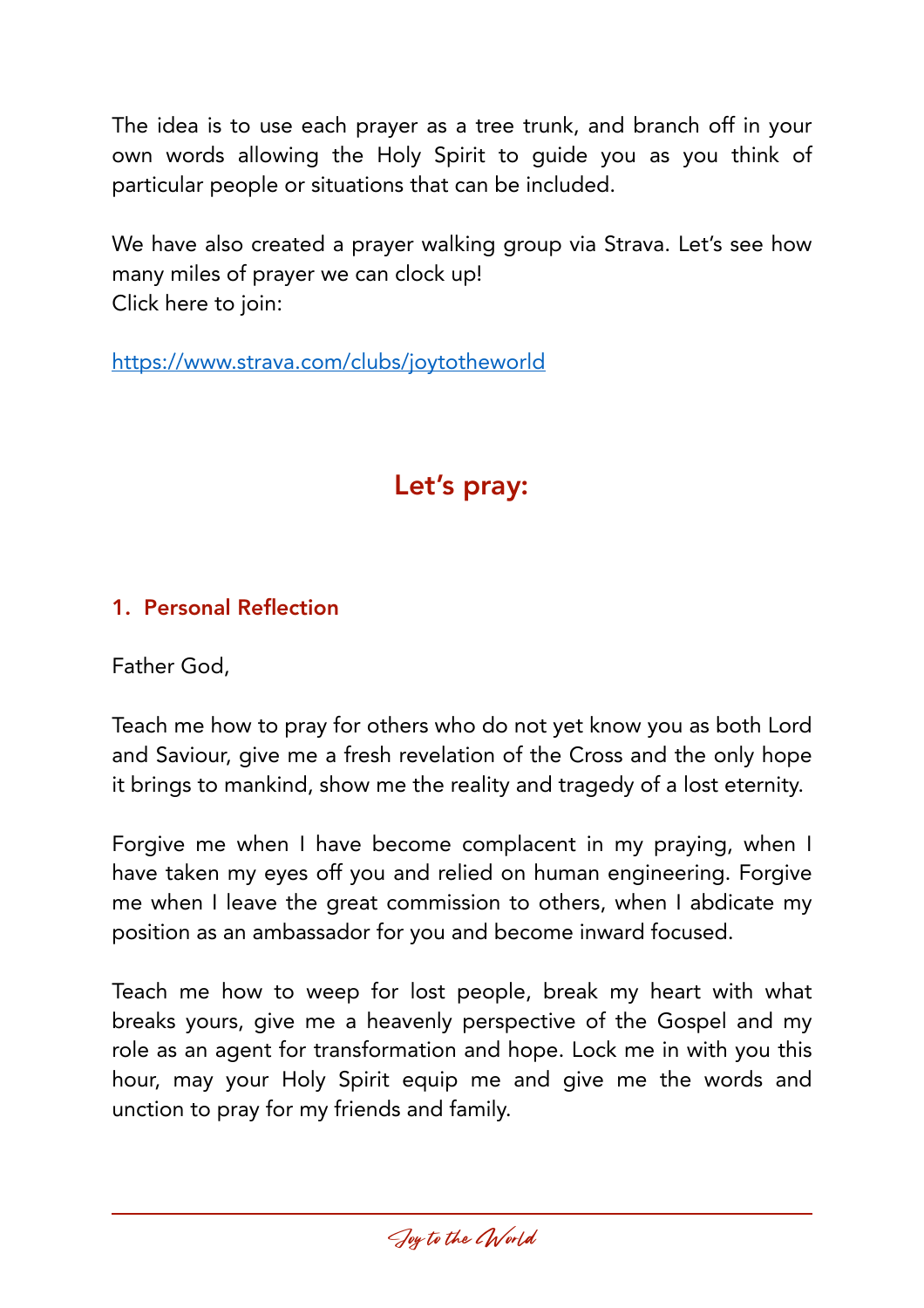The idea is to use each prayer as a tree trunk, and branch off in your own words allowing the Holy Spirit to guide you as you think of particular people or situations that can be included.

We have also created a prayer walking group via Strava. Let's see how many miles of prayer we can clock up!
Click here to join:

[https://www.strava.com/clubs/joytotheworld](https://www.strava.com/clubs/joytotheworld)

## Let's pray:

### 1. Personal Reflection

Father God,

Teach me how to pray for others who do not yet know you as both Lord and Saviour, give me a fresh revelation of the Cross and the only hope it brings to mankind, show me the reality and tragedy of a lost eternity.

Forgive me when I have become complacent in my praying, when I have taken my eyes off you and relied on human engineering. Forgive me when I leave the great commission to others, when I abdicate my position as an ambassador for you and become inward focused.

Teach me how to weep for lost people, break my heart with what breaks yours, give me a heavenly perspective of the Gospel and my role as an agent for transformation and hope. Lock me in with you this hour, may your Holy Spirit equip me and give me the words and unction to pray for my friends and family.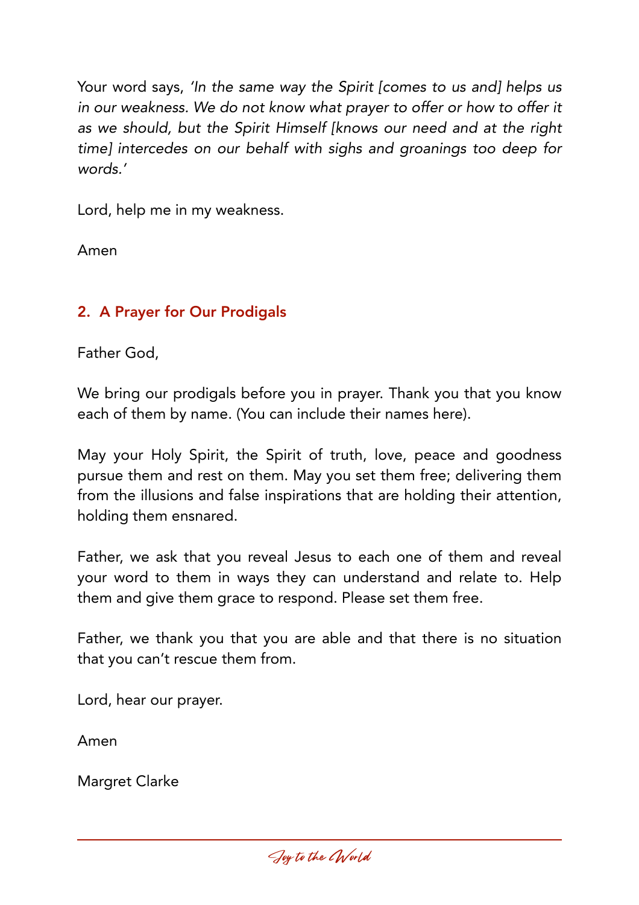Your word says, *'In the same way the Spirit [comes to us and] helps us in our weakness. We do not know what prayer to offer or how to offer it as we should, but the Spirit Himself [knows our need and at the right time] intercedes on our behalf with sighs and groanings too deep for words.'*

Lord, help me in my weakness.

Amen

## 2. A Prayer for Our Prodigals

Father God,

We bring our prodigals before you in prayer. Thank you that you know each of them by name. (You can include their names here).

May your Holy Spirit, the Spirit of truth, love, peace and goodness pursue them and rest on them. May you set them free; delivering them from the illusions and false inspirations that are holding their attention, holding them ensnared.

Father, we ask that you reveal Jesus to each one of them and reveal your word to them in ways they can understand and relate to. Help them and give them grace to respond. Please set them free.

Father, we thank you that you are able and that there is no situation that you can't rescue them from.

Lord, hear our prayer.

Amen

Margret Clarke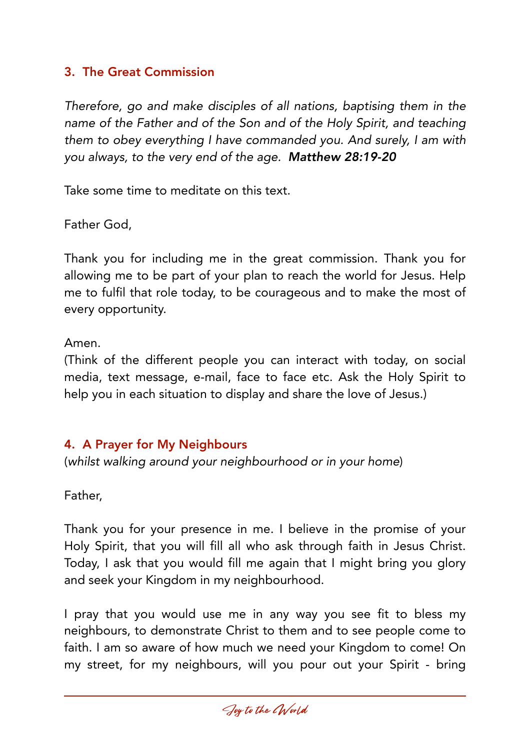## 3. The Great Commission

*Therefore, go and make disciples of all nations, baptising them in the name of the Father and of the Son and of the Holy Spirit, and teaching them to obey everything I have commanded you. And surely, I am with you always, to the very end of the age.* ***Matthew 28:19-20***

Take some time to meditate on this text.

Father God,

Thank you for including me in the great commission. Thank you for allowing me to be part of your plan to reach the world for Jesus. Help me to fulfil that role today, to be courageous and to make the most of every opportunity.

Amen.
(Think of the different people you can interact with today, on social media, text message, e-mail, face to face etc. Ask the Holy Spirit to help you in each situation to display and share the love of Jesus.)

## 4. A Prayer for My Neighbours

(*whilst walking around your neighbourhood or in your home*)

Father,

Thank you for your presence in me. I believe in the promise of your Holy Spirit, that you will fill all who ask through faith in Jesus Christ. Today, I ask that you would fill me again that I might bring you glory and seek your Kingdom in my neighbourhood.

I pray that you would use me in any way you see fit to bless my neighbours, to demonstrate Christ to them and to see people come to faith. I am so aware of how much we need your Kingdom to come! On my street, for my neighbours, will you pour out your Spirit - bring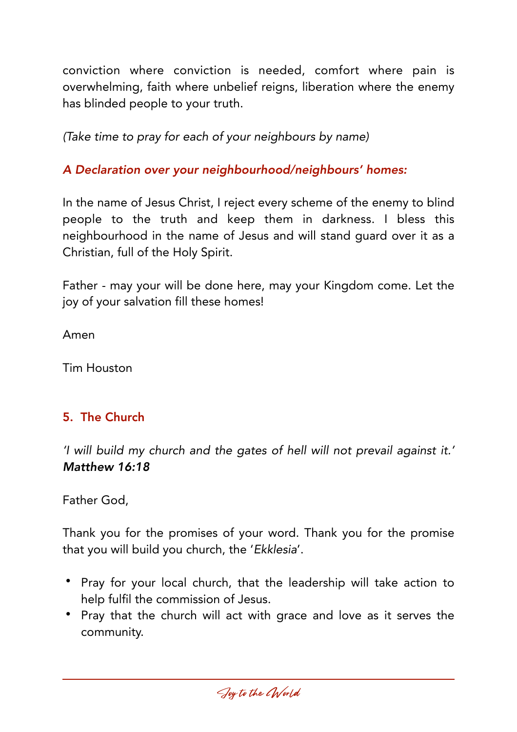conviction where conviction is needed, comfort where pain is overwhelming, faith where unbelief reigns, liberation where the enemy has blinded people to your truth.

*(Take time to pray for each of your neighbours by name)*

***A Declaration over your neighbourhood/neighbours' homes:***

In the name of Jesus Christ, I reject every scheme of the enemy to blind people to the truth and keep them in darkness. I bless this neighbourhood in the name of Jesus and will stand guard over it as a Christian, full of the Holy Spirit.

Father - may your will be done here, may your Kingdom come. Let the joy of your salvation fill these homes!

Amen

Tim Houston

## 5. The Church

*'I will build my church and the gates of hell will not prevail against it.'* ***Matthew 16:18***

Father God,

Thank you for the promises of your word. Thank you for the promise that you will build you church, the '*Ekklesia*'.

- Pray for your local church, that the leadership will take action to help fulfil the commission of Jesus.
- Pray that the church will act with grace and love as it serves the community.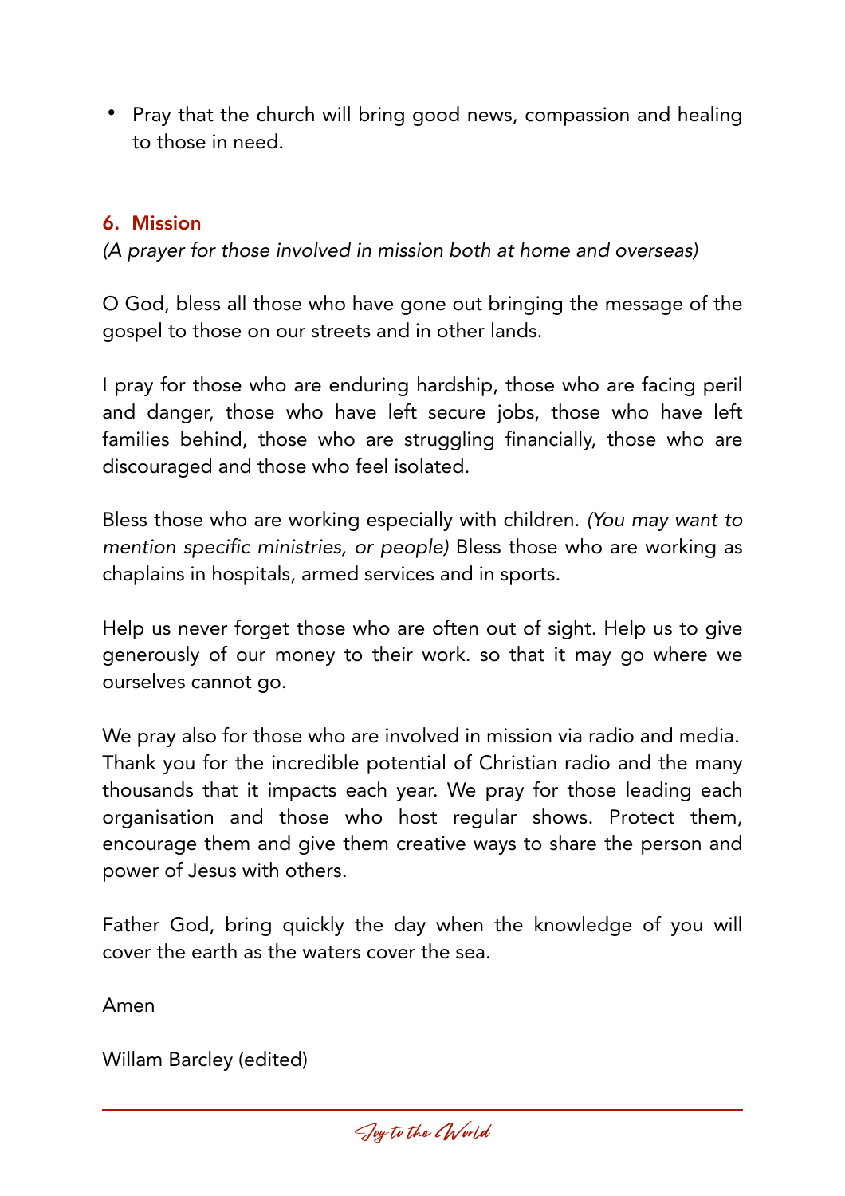- Pray that the church will bring good news, compassion and healing to those in need.

### 6. Mission

*(A prayer for those involved in mission both at home and overseas)*

O God, bless all those who have gone out bringing the message of the gospel to those on our streets and in other lands.

I pray for those who are enduring hardship, those who are facing peril and danger, those who have left secure jobs, those who have left families behind, those who are struggling financially, those who are discouraged and those who feel isolated.

Bless those who are working especially with children. *(You may want to mention specific ministries, or people)* Bless those who are working as chaplains in hospitals, armed services and in sports.

Help us never forget those who are often out of sight. Help us to give generously of our money to their work. so that it may go where we ourselves cannot go.

We pray also for those who are involved in mission via radio and media. Thank you for the incredible potential of Christian radio and the many thousands that it impacts each year. We pray for those leading each organisation and those who host regular shows. Protect them, encourage them and give them creative ways to share the person and power of Jesus with others.

Father God, bring quickly the day when the knowledge of you will cover the earth as the waters cover the sea.

Amen

Willam Barcley (edited)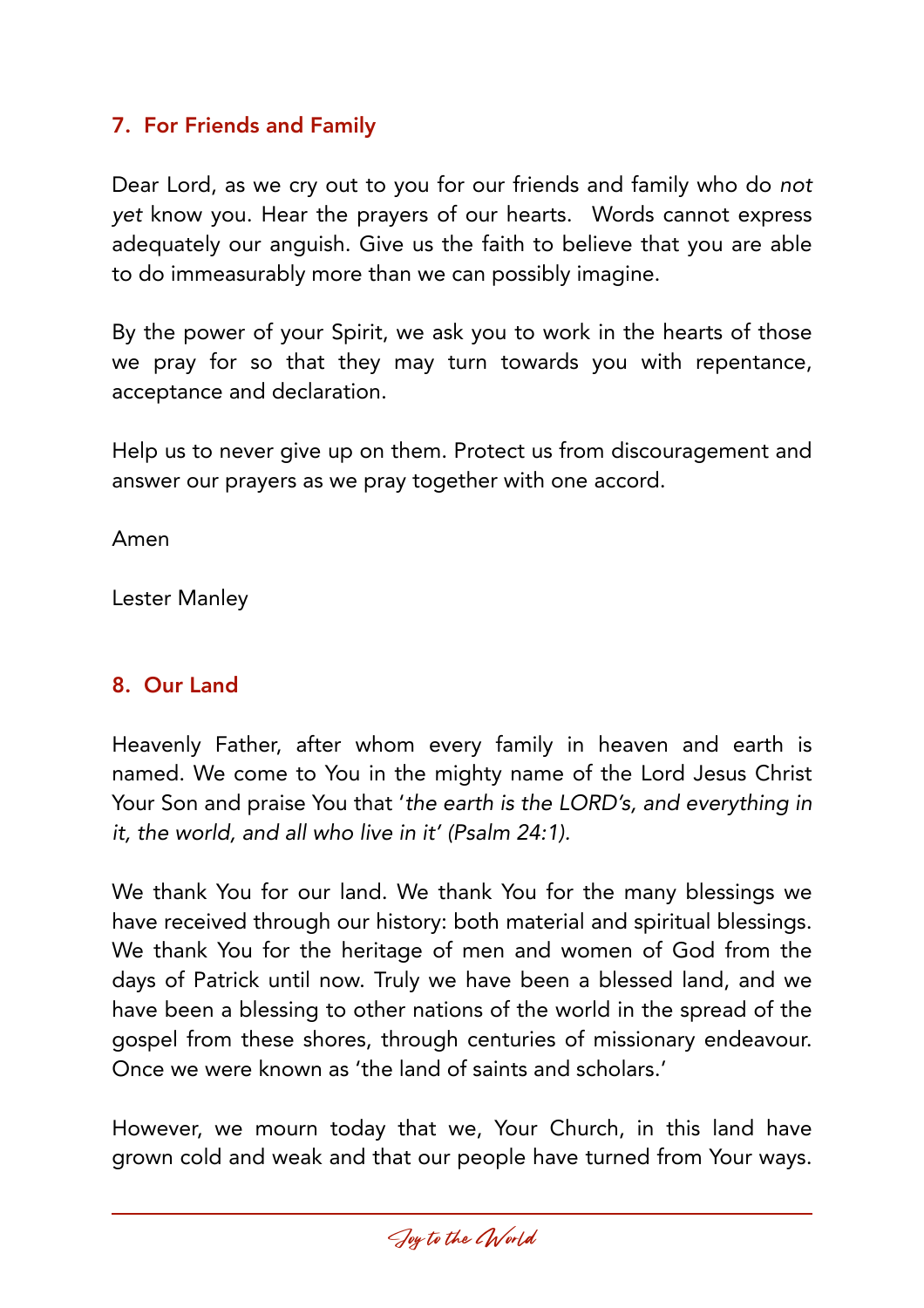### 7. For Friends and Family

Dear Lord, as we cry out to you for our friends and family who do *not yet* know you. Hear the prayers of our hearts. Words cannot express adequately our anguish. Give us the faith to believe that you are able to do immeasurably more than we can possibly imagine.

By the power of your Spirit, we ask you to work in the hearts of those we pray for so that they may turn towards you with repentance, acceptance and declaration.

Help us to never give up on them. Protect us from discouragement and answer our prayers as we pray together with one accord.

Amen

Lester Manley

### 8. Our Land

Heavenly Father, after whom every family in heaven and earth is named. We come to You in the mighty name of the Lord Jesus Christ Your Son and praise You that '*the earth is the LORD's, and everything in it, the world, and all who live in it' (Psalm 24:1).*

We thank You for our land. We thank You for the many blessings we have received through our history: both material and spiritual blessings. We thank You for the heritage of men and women of God from the days of Patrick until now. Truly we have been a blessed land, and we have been a blessing to other nations of the world in the spread of the gospel from these shores, through centuries of missionary endeavour. Once we were known as 'the land of saints and scholars.'

However, we mourn today that we, Your Church, in this land have grown cold and weak and that our people have turned from Your ways.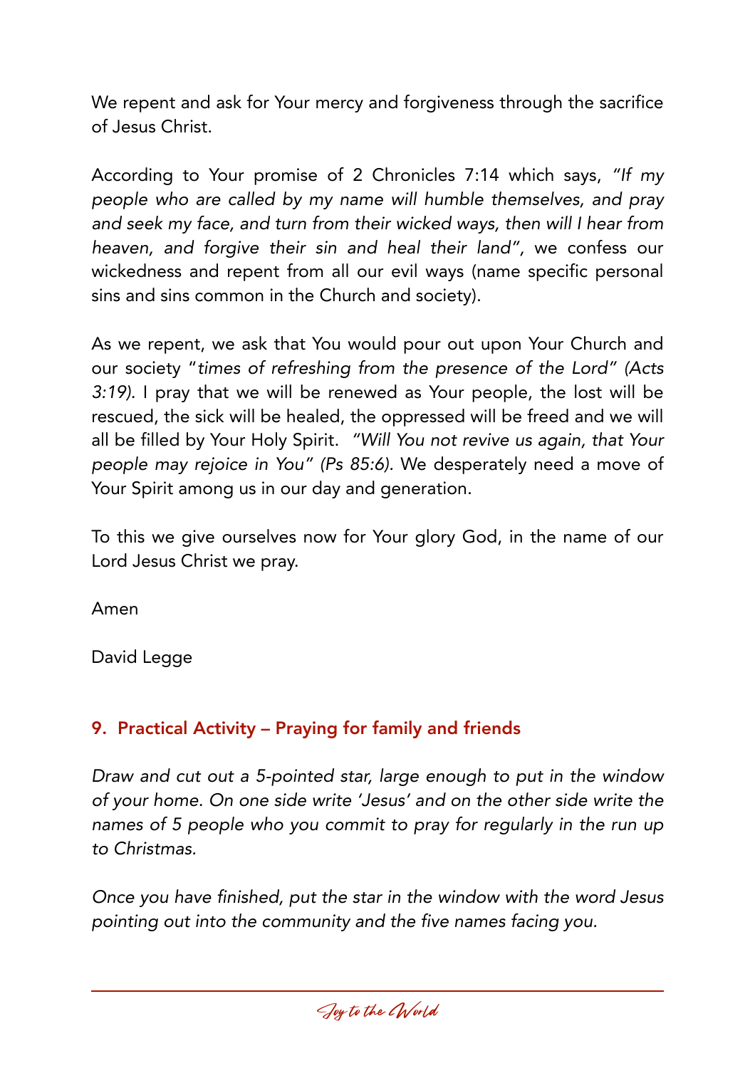We repent and ask for Your mercy and forgiveness through the sacrifice of Jesus Christ.

According to Your promise of 2 Chronicles 7:14 which says, *"If my people who are called by my name will humble themselves, and pray and seek my face, and turn from their wicked ways, then will I hear from heaven, and forgive their sin and heal their land"*, we confess our wickedness and repent from all our evil ways (name specific personal sins and sins common in the Church and society).

As we repent, we ask that You would pour out upon Your Church and our society "*times of refreshing from the presence of the Lord" (Acts 3:19).* I pray that we will be renewed as Your people, the lost will be rescued, the sick will be healed, the oppressed will be freed and we will all be filled by Your Holy Spirit. *"Will You not revive us again, that Your people may rejoice in You" (Ps 85:6).* We desperately need a move of Your Spirit among us in our day and generation.

To this we give ourselves now for Your glory God, in the name of our Lord Jesus Christ we pray.

Amen

David Legge

## 9. Practical Activity – Praying for family and friends

*Draw and cut out a 5-pointed star, large enough to put in the window of your home. On one side write 'Jesus' and on the other side write the names of 5 people who you commit to pray for regularly in the run up to Christmas.*

*Once you have finished, put the star in the window with the word Jesus pointing out into the community and the five names facing you.*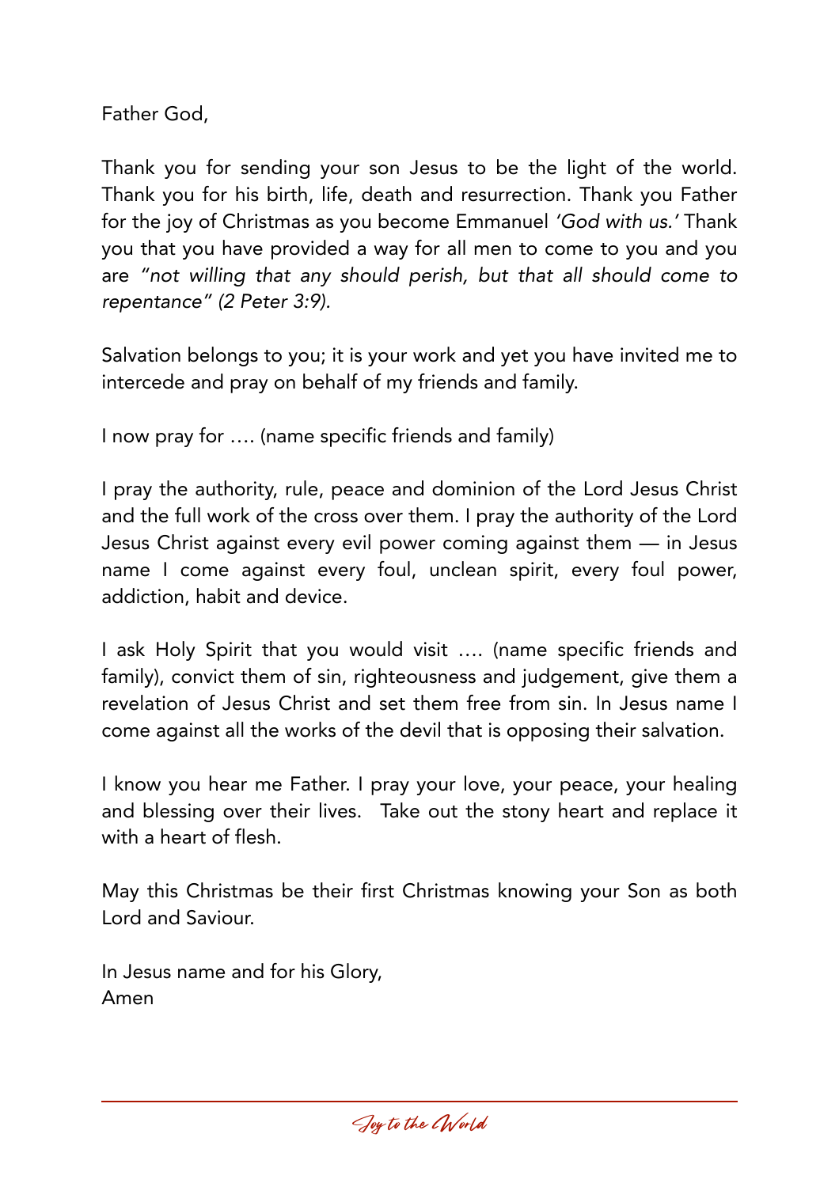Father God,

Thank you for sending your son Jesus to be the light of the world. Thank you for his birth, life, death and resurrection. Thank you Father for the joy of Christmas as you become Emmanuel *'God with us.'* Thank you that you have provided a way for all men to come to you and you are *"not willing that any should perish, but that all should come to repentance" (2 Peter 3:9).*

Salvation belongs to you; it is your work and yet you have invited me to intercede and pray on behalf of my friends and family.

I now pray for …. (name specific friends and family)

I pray the authority, rule, peace and dominion of the Lord Jesus Christ and the full work of the cross over them. I pray the authority of the Lord Jesus Christ against every evil power coming against them — in Jesus name I come against every foul, unclean spirit, every foul power, addiction, habit and device.

I ask Holy Spirit that you would visit …. (name specific friends and family), convict them of sin, righteousness and judgement, give them a revelation of Jesus Christ and set them free from sin. In Jesus name I come against all the works of the devil that is opposing their salvation.

I know you hear me Father. I pray your love, your peace, your healing and blessing over their lives. Take out the stony heart and replace it with a heart of flesh.

May this Christmas be their first Christmas knowing your Son as both Lord and Saviour.

In Jesus name and for his Glory,
Amen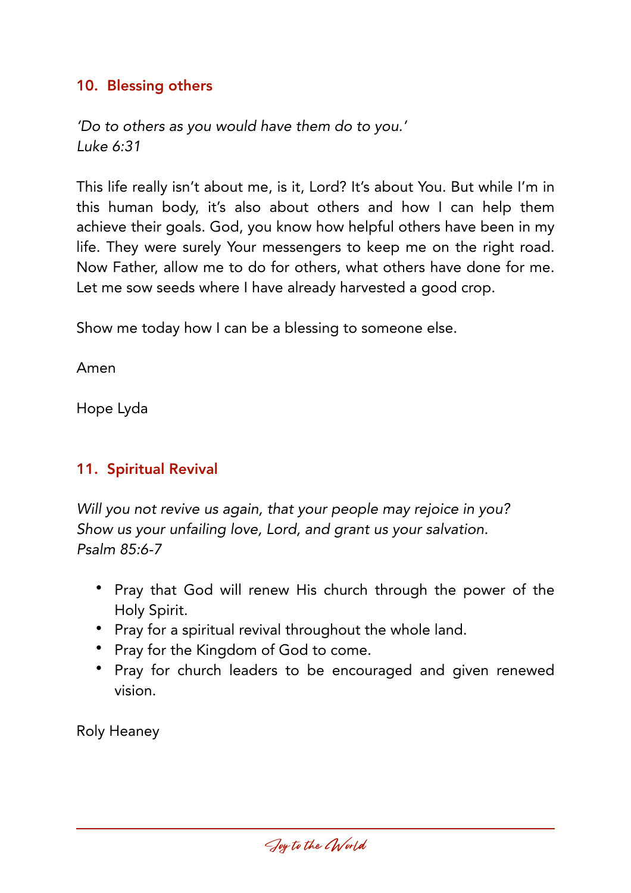## 10. Blessing others

*'Do to others as you would have them do to you.'*
*Luke 6:31*

This life really isn't about me, is it, Lord? It's about You. But while I'm in this human body, it's also about others and how I can help them achieve their goals. God, you know how helpful others have been in my life. They were surely Your messengers to keep me on the right road. Now Father, allow me to do for others, what others have done for me. Let me sow seeds where I have already harvested a good crop.

Show me today how I can be a blessing to someone else.

Amen

Hope Lyda

## 11. Spiritual Revival

*Will you not revive us again, that your people may rejoice in you?*
*Show us your unfailing love, Lord, and grant us your salvation.*
*Psalm 85:6-7*

- Pray that God will renew His church through the power of the Holy Spirit.
- Pray for a spiritual revival throughout the whole land.
- Pray for the Kingdom of God to come.
- Pray for church leaders to be encouraged and given renewed vision.

Roly Heaney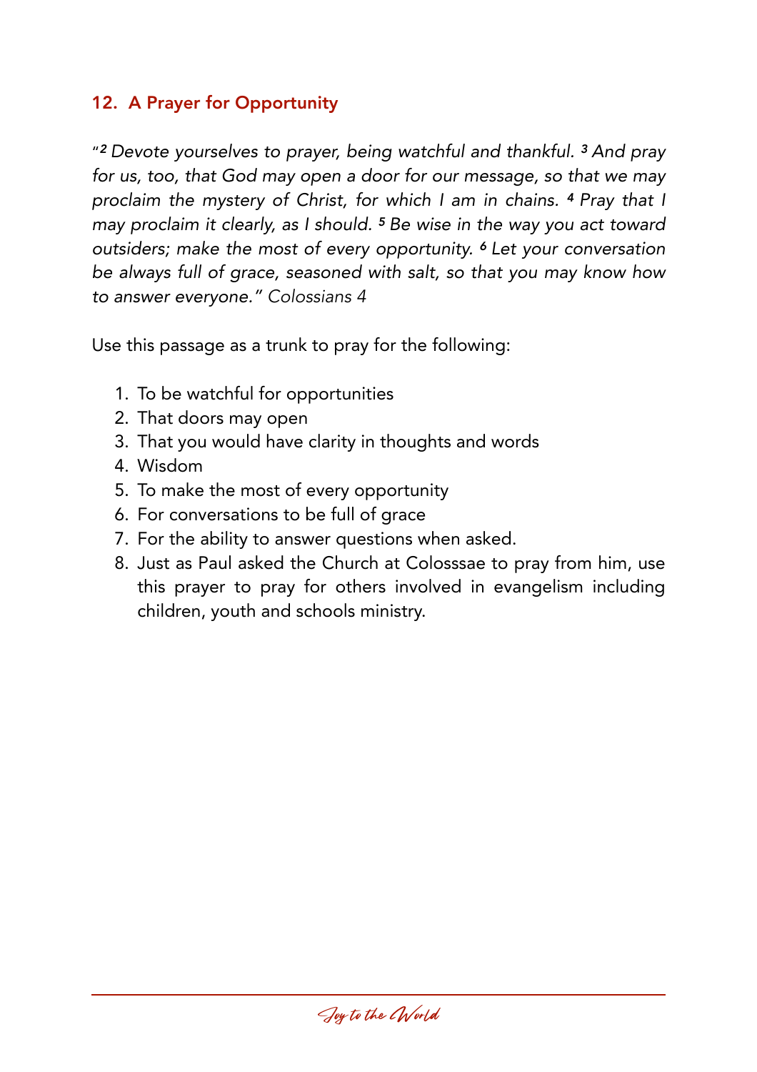## 12. A Prayer for Opportunity

*"[2] Devote yourselves to prayer, being watchful and thankful. [3] And pray for us, too, that God may open a door for our message, so that we may proclaim the mystery of Christ, for which I am in chains. [4] Pray that I may proclaim it clearly, as I should. [5] Be wise in the way you act toward outsiders; make the most of every opportunity. [6] Let your conversation be always full of grace, seasoned with salt, so that you may know how to answer everyone." Colossians 4*

Use this passage as a trunk to pray for the following:

1. To be watchful for opportunities
2. That doors may open
3. That you would have clarity in thoughts and words
4. Wisdom
5. To make the most of every opportunity
6. For conversations to be full of grace
7. For the ability to answer questions when asked.
8. Just as Paul asked the Church at Colosssae to pray from him, use this prayer to pray for others involved in evangelism including children, youth and schools ministry.